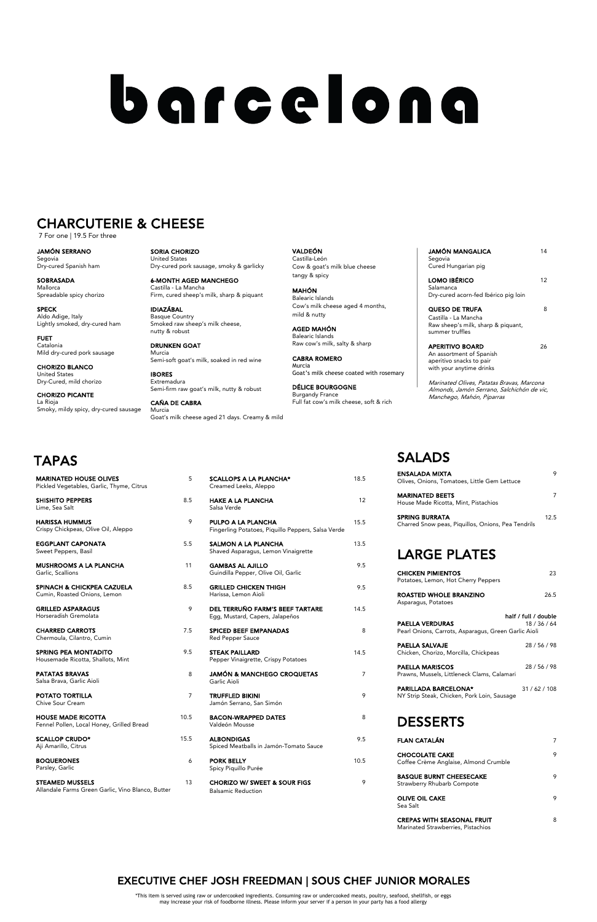# barcelona

## CHARCUTERIE & CHEESE

7 For one | 19.5 For three

**JAMÓN SERRANO**
Segovia
Dry-cured Spanish ham

**SOBRASADA**
Mallorca
Spreadable spicy chorizo

**SPECK**
Aldo Adige, Italy
Lightly smoked, dry-cured ham

**FUET**
Catalonia
Mild dry-cured pork sausage

**CHORIZO BLANCO**
United States
Dry-Cured, mild chorizo

**CHORIZO PICANTE**
La Rioja
Smoky, mildy spicy, dry-cured sausage

**SORIA CHORIZO**
United States
Dry-cured pork sausage, smoky & garlicky

**6-MONTH AGED MANCHEGO**
Castilla - La Mancha
Firm, cured sheep's milk, sharp & piquant

**IDIAZÁBAL**
Basque Country
Smoked raw sheep's milk cheese, nutty & robust

**DRUNKEN GOAT**
Murcia
Semi-soft goat's milk, soaked in red wine

**IBORES**
Extremadura
Semi-firm raw goat's milk, nutty & robust

**CAÑA DE CABRA**
Murcia
Goat's milk cheese aged 21 days. Creamy & mild

**VALDEÓN**
Castilla-León
Cow & goat's milk blue cheese tangy & spicy

**MAHÓN**
Balearic Islands
Cow's milk cheese aged 4 months, mild & nutty

**AGED MAHÓN**
Balearic Islands
Raw cow's milk, salty & sharp

**CABRA ROMERO**
Murcia
Goat's milk cheese coated with rosemary

**DÉLICE BOURGOGNE**
Burgandy France
Full fat cow's milk cheese, soft & rich

**JAMÓN MANGALICA** 14
Segovia
Cured Hungarian pig

**LOMO IBÉRICO** 12
Salamanca
Dry-cured acorn-fed Ibérico pig loin

**QUESO DE TRUFA** 8
Castilla - La Mancha
Raw sheep's milk, sharp & piquant, summer truffles

**APERITIVO BOARD** 26
An assortment of Spanish aperitivo snacks to pair with your anytime drinks

*Marinated Olives, Patatas Bravas, Marcona Almonds, Jamón Serrano, Salchichón de vic, Manchego, Mahón, Piparras*

## TAPAS

**MARINATED HOUSE OLIVES** 5
Pickled Vegetables, Garlic, Thyme, Citrus

**SHISHITO PEPPERS** 8.5
Lime, Sea Salt

**HARISSA HUMMUS** 9
Crispy Chickpeas, Olive Oil, Aleppo

**EGGPLANT CAPONATA** 5.5
Sweet Peppers, Basil

**MUSHROOMS A LA PLANCHA** 11
Garlic, Scallions

**SPINACH & CHICKPEA CAZUELA** 8.5
Cumin, Roasted Onions, Lemon

**GRILLED ASPARAGUS** 9
Horseradish Gremolata

**CHARRED CARROTS** 7.5
Chermoula, Cilantro, Cumin

**SPRING PEA MONTADITO** 9.5
Housemade Ricotta, Shallots, Mint

**PATATAS BRAVAS** 8
Salsa Brava, Garlic Aioli

**POTATO TORTILLA** 7
Chive Sour Cream

**HOUSE MADE RICOTTA** 10.5
Fennel Pollen, Local Honey, Grilled Bread

**SCALLOP CRUDO*** 15.5
Aji Amarillo, Citrus

**BOQUERONES** 6
Parsley, Garlic

**STEAMED MUSSELS** 13
Allandale Farms Green Garlic, Vino Blanco, Butter

**SCALLOPS A LA PLANCHA*** 18.5
Creamed Leeks, Aleppo

**HAKE A LA PLANCHA** 12
Salsa Verde

**PULPO A LA PLANCHA** 15.5
Fingerling Potatoes, Piquillo Peppers, Salsa Verde

**SALMON A LA PLANCHA** 13.5
Shaved Asparagus, Lemon Vinaigrette

**GAMBAS AL AJILLO** 9.5
Guindilla Pepper, Olive Oil, Garlic

**GRILLED CHICKEN THIGH** 9.5
Harissa, Lemon Aioli

**DEL TERRUÑO FARM'S BEEF TARTARE** 14.5
Egg, Mustard, Capers, Jalapeños

**SPICED BEEF EMPANADAS** 8
Red Pepper Sauce

**STEAK PAILLARD** 14.5
Pepper Vinaigrette, Crispy Potatoes

**JAMÓN & MANCHEGO CROQUETAS** 7
Garlic Aioli

**TRUFFLED BIKINI** 9
Jamón Serrano, San Simón

**BACON-WRAPPED DATES** 8
Valdeón Mousse

**ALBONDIGAS** 9.5
Spiced Meatballs in Jamón-Tomato Sauce

**PORK BELLY** 10.5
Spicy Piquillo Purée

**CHORIZO W/ SWEET & SOUR FIGS** 9
Balsamic Reduction

## SALADS

**ENSALADA MIXTA** 9
Olives, Onions, Tomatoes, Little Gem Lettuce

**MARINATED BEETS** 7
House Made Ricotta, Mint, Pistachios

**SPRING BURRATA** 12.5
Charred Snow peas, Piquillos, Onions, Pea Tendrils

## LARGE PLATES

**CHICKEN PIMIENTOS** 23
Potatoes, Lemon, Hot Cherry Peppers

**ROASTED WHOLE BRANZINO** 26.5
Asparagus, Potatoes

half / full / double

**PAELLA VERDURAS** 18 / 36 / 64
Pearl Onions, Carrots, Asparagus, Green Garlic Aioli

**PAELLA SALVAJE** 28 / 56 / 98
Chicken, Chorizo, Morcilla, Chickpeas

**PAELLA MARISCOS** 28 / 56 / 98
Prawns, Mussels, Littleneck Clams, Calamari

**PARILLADA BARCELONA*** 31 / 62 / 108
NY Strip Steak, Chicken, Pork Loin, Sausage

## DESSERTS

**FLAN CATALÁN** 7

**CHOCOLATE CAKE** 9
Coffee Crème Anglaise, Almond Crumble

**BASQUE BURNT CHEESECAKE** 9
Strawberry Rhubarb Compote

**OLIVE OIL CAKE** 9
Sea Salt

**CREPAS WITH SEASONAL FRUIT** 8
Marinated Strawberries, Pistachios

### EXECUTIVE CHEF JOSH FREEDMAN | SOUS CHEF JUNIOR MORALES

*This item is served using raw or undercooked ingredients. Consuming raw or undercooked meats, poultry, seafood, shellfish, or eggs may increase your risk of foodborne illness. Please inform your server if a person in your party has a food allergy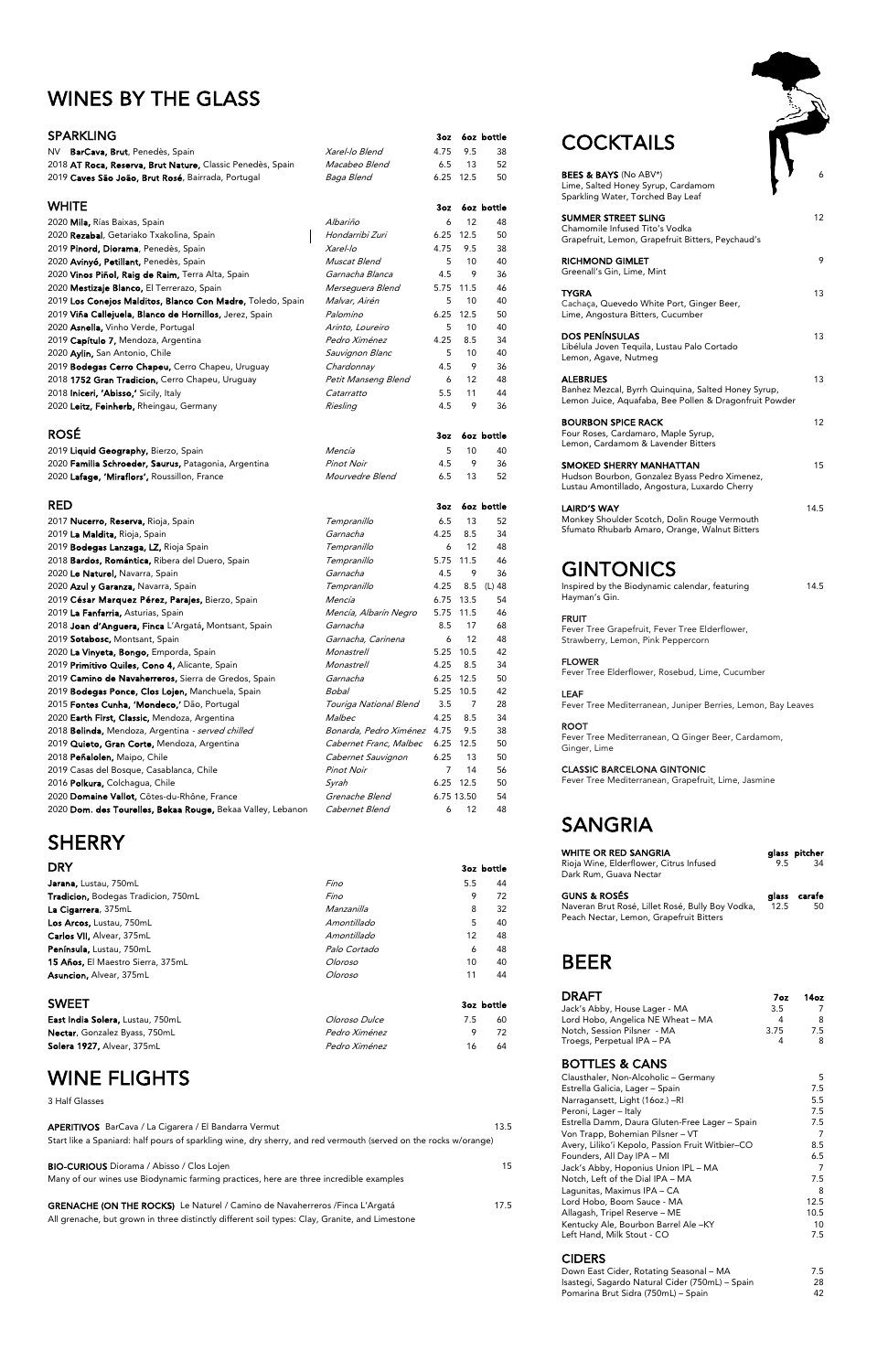# WINES BY THE GLASS

## SPARKLING

| | | 3oz | 6oz | bottle |
|---|---|---|---|---|
| NV **BarCava, Brut**, Penedès, Spain | *Xarel-lo Blend* | 4.75 | 9.5 | 38 |
| 2018 **AT Roca, Reserva, Brut Nature,** Classic Penedès, Spain | *Macabeo Blend* | 6.5 | 13 | 52 |
| 2019 **Caves São João, Brut Rosé**, Bairrada, Portugal | *Baga Blend* | 6.25 | 12.5 | 50 |

## WHITE

| | | 3oz | 6oz | bottle |
|---|---|---|---|---|
| 2020 **Mila,** Rías Baixas, Spain | *Albariño* | 6 | 12 | 48 |
| 2020 **Rezabal**, Getariako Txakolina, Spain | *Hondarribi Zuri* | 6.25 | 12.5 | 50 |
| 2019 **Pinord, Diorama**, Penedès, Spain | *Xarel-lo* | 4.75 | 9.5 | 38 |
| 2020 **Avinyó, Petillant,** Penedès, Spain | *Muscat Blend* | 5 | 10 | 40 |
| 2020 **Vinos Piñol, Raig de Raim,** Terra Alta, Spain | *Garnacha Blanca* | 4.5 | 9 | 36 |
| 2020 **Mestizaje Blanco,** El Terrerazo, Spain | *Merseguera Blend* | 5.75 | 11.5 | 46 |
| 2019 **Los Conejos Malditos, Blanco Con Madre,** Toledo, Spain | *Malvar, Airén* | 5 | 10 | 40 |
| 2019 **Viña Callejuela, Blanco de Hornillos,** Jerez, Spain | *Palomino* | 6.25 | 12.5 | 50 |
| 2020 **Asnella,** Vinho Verde, Portugal | *Arinto, Loureiro* | 5 | 10 | 40 |
| 2019 **Capítulo 7,** Mendoza, Argentina | *Pedro Ximénez* | 4.25 | 8.5 | 34 |
| 2020 **Aylin,** San Antonio, Chile | *Sauvignon Blanc* | 5 | 10 | 40 |
| 2019 **Bodegas Cerro Chapeu,** Cerro Chapeu, Uruguay | *Chardonnay* | 4.5 | 9 | 36 |
| 2018 **1752 Gran Tradicion,** Cerro Chapeu, Uruguay | *Petit Manseng Blend* | 6 | 12 | 48 |
| 2018 **Inceri, 'Abisso,'** Sicily, Italy | *Catarratto* | 5.5 | 11 | 44 |
| 2020 **Leitz, Feinherb,** Rheingau, Germany | *Riesling* | 4.5 | 9 | 36 |

## ROSÉ

| | | 3oz | 6oz | bottle |
|---|---|---|---|---|
| 2019 **Liquid Geography,** Bierzo, Spain | *Mencía* | 5 | 10 | 40 |
| 2020 **Familia Schroeder, Saurus,** Patagonia, Argentina | *Pinot Noir* | 4.5 | 9 | 36 |
| 2020 **Lafage, 'Miraflors',** Roussillon, France | *Mourvedre Blend* | 6.5 | 13 | 52 |

## RED

| | | 3oz | 6oz | bottle |
|---|---|---|---|---|
| 2017 **Nucerro, Reserva,** Rioja, Spain | *Tempranillo* | 6.5 | 13 | 52 |
| 2019 **La Maldita,** Rioja, Spain | *Garnacha* | 4.25 | 8.5 | 34 |
| 2019 **Bodegas Lanzaga, LZ,** Rioja Spain | *Tempranillo* | 6 | 12 | 48 |
| 2018 **Bardos, Romántica,** Ribera del Duero, Spain | *Tempranillo* | 5.75 | 11.5 | 46 |
| 2020 **Le Naturel,** Navarra, Spain | *Garnacha* | 4.5 | 9 | 36 |
| 2020 **Azul y Garanza,** Navarra, Spain | *Tempranillo* | 4.25 | 8.5 | (L) 48 |
| 2019 **César Marquez Pérez, Parajes,** Bierzo, Spain | *Mencía* | 6.75 | 13.5 | 54 |
| 2019 **La Fanfarria,** Asturias, Spain | *Mencía, Albarín Negro* | 5.75 | 11.5 | 46 |
| 2018 **Joan d'Anguera, Finca** L'Argatá, Montsant, Spain | *Garnacha* | 8.5 | 17 | 68 |
| 2019 **Sotabosc,** Montsant, Spain | *Garnacha, Cariñena* | 6 | 12 | 48 |
| 2020 **La Vinyeta, Bongo,** Emporda, Spain | *Monastrell* | 5.25 | 10.5 | 42 |
| 2019 **Primitivo Quiles, Cono 4,** Alicante, Spain | *Monastrell* | 4.25 | 8.5 | 34 |
| 2019 **Camino de Navaherreros,** Sierra de Gredos, Spain | *Garnacha* | 6.25 | 12.5 | 50 |
| 2019 **Bodegas Ponce, Clos Lojen,** Manchuela, Spain | *Bobal* | 5.25 | 10.5 | 42 |
| 2015 **Fontes Cunha, 'Mondeco,'** Dão, Portugal | *Touriga National Blend* | 3.5 | 7 | 28 |
| 2020 **Earth First, Classic,** Mendoza, Argentina | *Malbec* | 4.25 | 8.5 | 34 |
| 2018 **Belinda,** Mendoza, Argentina - *served chilled* | *Bonarda, Pedro Ximénez* | 4.75 | 9.5 | 38 |
| 2019 **Quieto, Gran Corte,** Mendoza, Argentina | *Cabernet Franc, Malbec* | 6.25 | 12.5 | 50 |
| 2018 **Peñalolen,** Maipo, Chile | *Cabernet Sauvignon* | 6.25 | 13 | 50 |
| 2019 Casas del Bosque, Casablanca, Chile | *Pinot Noir* | 7 | 14 | 56 |
| 2016 **Polkura,** Colchagua, Chile | *Syrah* | 6.25 | 12.5 | 50 |
| 2020 **Domaine Vallot,** Côtes-du-Rhône, France | *Grenache Blend* | 6.75 | 13.50 | 54 |
| 2020 **Dom. des Tourelles, Bekaa Rouge,** Bekaa Valley, Lebanon | *Cabernet Blend* | 6 | 12 | 48 |

# SHERRY

## DRY

| | | 3oz | bottle |
|---|---|---|---|
| **Jarana,** Lustau, 750mL | *Fino* | 5.5 | 44 |
| **Tradicion,** Bodegas Tradicion, 750mL | *Fino* | 9 | 72 |
| **La Cigarrera**, 375mL | *Manzanilla* | 8 | 32 |
| **Los Arcos,** Lustau, 750mL | *Amontillado* | 5 | 40 |
| **Carlos VII,** Alvear, 375mL | *Amontillado* | 12 | 48 |
| **Península,** Lustau, 750mL | *Palo Cortado* | 6 | 48 |
| **15 Años,** El Maestro Sierra, 375mL | *Oloroso* | 10 | 40 |
| **Asuncion,** Alvear, 375mL | *Oloroso* | 11 | 44 |

## SWEET

| | | 3oz | bottle |
|---|---|---|---|
| **East India Solera,** Lustau, 750mL | *Oloroso Dulce* | 7.5 | 60 |
| **Nectar**, Gonzalez Byass, 750mL | *Pedro Ximénez* | 9 | 72 |
| **Solera 1927,** Alvear, 375mL | *Pedro Ximénez* | 16 | 64 |

# WINE FLIGHTS

3 Half Glasses

**APERITIVOS** BarCava / La Cigarera / El Bandarra Vermut — 13.5
Start like a Spaniard: half pours of sparkling wine, dry sherry, and red vermouth (served on the rocks w/orange)

**BIO-CURIOUS** Diorama / Abisso / Clos Lojen — 15
Many of our wines use Biodynamic farming practices, here are three incredible examples

**GRENACHE (ON THE ROCKS)** Le Naturel / Camino de Navaherreros /Finca L'Argatá — 17.5
All grenache, but grown in three distinctly different soil types: Clay, Granite, and Limestone

# COCKTAILS

**BEES & BAYS** (No ABV*) — 6
Lime, Salted Honey Syrup, Cardamom
Sparkling Water, Torched Bay Leaf

**SUMMER STREET SLING** — 12
Chamomile Infused Tito's Vodka
Grapefruit, Lemon, Grapefruit Bitters, Peychaud's

**RICHMOND GIMLET** — 9
Greenall's Gin, Lime, Mint

**TYGRA** — 13
Cachaça, Quevedo White Port, Ginger Beer,
Lime, Angostura Bitters, Cucumber

**DOS PENÍNSULAS** — 13
Libélula Joven Tequila, Lustau Palo Cortado
Lemon, Agave, Nutmeg

**ALEBRIJES** — 13
Banhez Mezcal, Byrrh Quinquina, Salted Honey Syrup,
Lemon Juice, Aquafaba, Bee Pollen & Dragonfruit Powder

**BOURBON SPICE RACK** — 12
Four Roses, Cardamaro, Maple Syrup,
Lemon, Cardamom & Lavender Bitters

**SMOKED SHERRY MANHATTAN** — 15
Hudson Bourbon, Gonzalez Byass Pedro Ximenez,
Lustau Amontillado, Angostura, Luxardo Cherry

**LAIRD'S WAY** — 14.5
Monkey Shoulder Scotch, Dolin Rouge Vermouth
Sfumato Rhubarb Amaro, Orange, Walnut Bitters

# GINTONICS

Inspired by the Biodynamic calendar, featuring Hayman's Gin. — 14.5

**FRUIT**
Fever Tree Grapefruit, Fever Tree Elderflower,
Strawberry, Lemon, Pink Peppercorn

**FLOWER**
Fever Tree Elderflower, Rosebud, Lime, Cucumber

**LEAF**
Fever Tree Mediterranean, Juniper Berries, Lemon, Bay Leaves

**ROOT**
Fever Tree Mediterranean, Q Ginger Beer, Cardamom,
Ginger, Lime

**CLASSIC BARCELONA GINTONIC**
Fever Tree Mediterranean, Grapefruit, Lime, Jasmine

# SANGRIA

| | glass | pitcher |
|---|---|---|
| **WHITE OR RED SANGRIA**<br>Rioja Wine, Elderflower, Citrus Infused Dark Rum, Guava Nectar | 9.5 | 34 |

| | glass | carafe |
|---|---|---|
| **GUNS & ROSÉS**<br>Naveran Brut Rosé, Lillet Rosé, Bully Boy Vodka, Peach Nectar, Lemon, Grapefruit Bitters | 12.5 | 50 |

# BEER

## DRAFT

| | 7oz | 14oz |
|---|---|---|
| Jack's Abby, House Lager - MA | 3.5 | 7 |
| Lord Hobo, Angelica NE Wheat – MA | 4 | 8 |
| Notch, Session Pilsner - MA | 3.75 | 7.5 |
| Troegs, Perpetual IPA – PA | 4 | 8 |

## BOTTLES & CANS

| | |
|---|---|
| Clausthaler, Non-Alcoholic – Germany | 5 |
| Estrella Galicia, Lager – Spain | 7.5 |
| Narragansett, Light (16oz.) –RI | 5.5 |
| Peroni, Lager – Italy | 7.5 |
| Estrella Damm, Daura Gluten-Free Lager – Spain | 7.5 |
| Von Trapp, Bohemian Pilsner – VT | 7 |
| Avery, Liliko'i Kepolo, Passion Fruit Witbier–CO | 8.5 |
| Founders, All Day IPA – MI | 6.5 |
| Jack's Abby, Hoponius Union IPL – MA | 7 |
| Notch, Left of the Dial IPA – MA | 7.5 |
| Lagunitas, Maximus IPA – CA | 8 |
| Lord Hobo, Boom Sauce - MA | 12.5 |
| Allagash, Tripel Reserve – ME | 10.5 |
| Kentucky Ale, Bourbon Barrel Ale –KY | 10 |
| Left Hand, Milk Stout - CO | 7.5 |

## CIDERS

| | |
|---|---|
| Down East Cider, Rotating Seasonal – MA | 7.5 |
| Isastegi, Sagardo Natural Cider (750mL) – Spain | 28 |
| Pomarina Brut Sidra (750mL) – Spain | 42 |